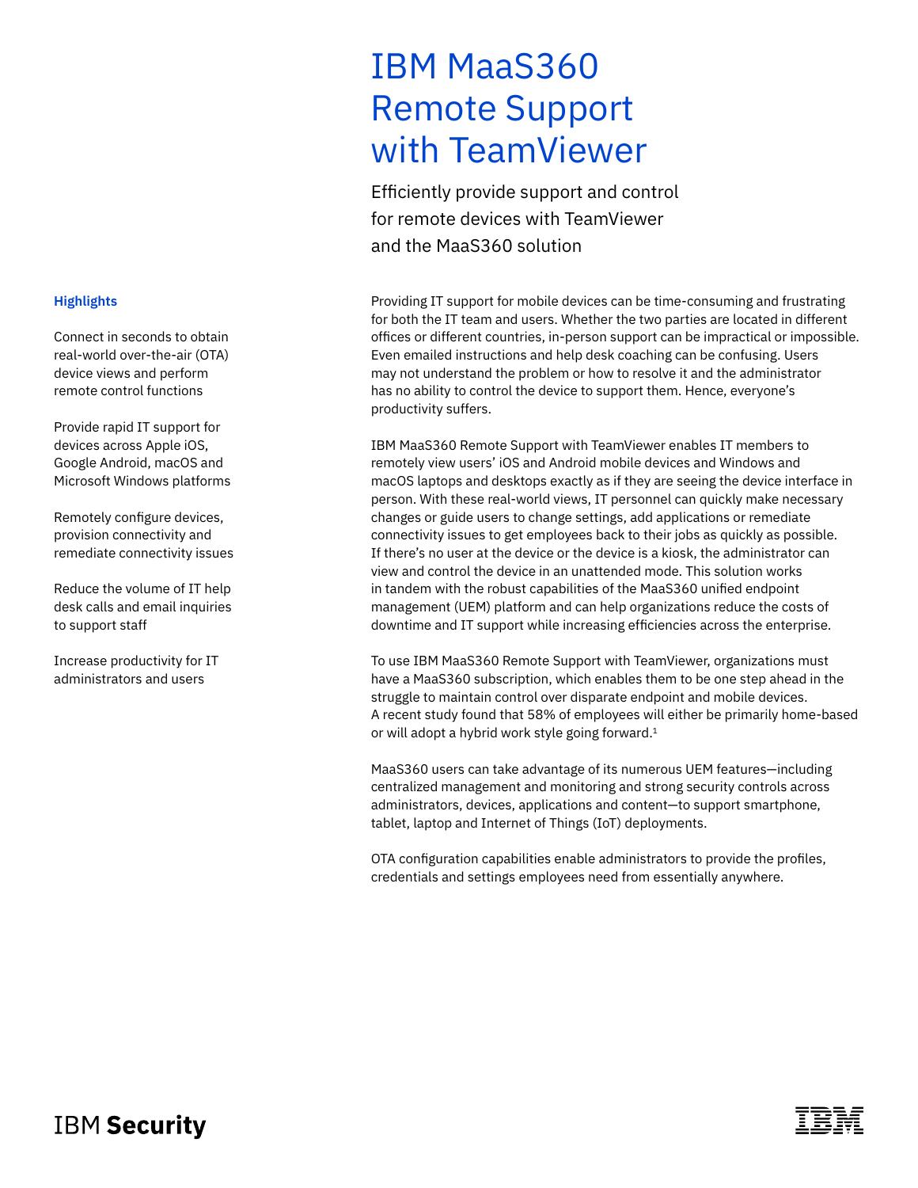# IBM MaaS360 Remote Support with TeamViewer

Efficiently provide support and control for remote devices with TeamViewer and the MaaS360 solution

## Highlights

Connect in seconds to obtain real-world over-the-air (OTA) device views and perform remote control functions

Provide rapid IT support for devices across Apple iOS, Google Android, macOS and Microsoft Windows platforms

Remotely configure devices, provision connectivity and remediate connectivity issues

Reduce the volume of IT help desk calls and email inquiries to support staff

Increase productivity for IT administrators and users

Providing IT support for mobile devices can be time-consuming and frustrating for both the IT team and users. Whether the two parties are located in different offices or different countries, in-person support can be impractical or impossible. Even emailed instructions and help desk coaching can be confusing. Users may not understand the problem or how to resolve it and the administrator has no ability to control the device to support them. Hence, everyone's productivity suffers.

IBM MaaS360 Remote Support with TeamViewer enables IT members to remotely view users' iOS and Android mobile devices and Windows and macOS laptops and desktops exactly as if they are seeing the device interface in person. With these real-world views, IT personnel can quickly make necessary changes or guide users to change settings, add applications or remediate connectivity issues to get employees back to their jobs as quickly as possible. If there's no user at the device or the device is a kiosk, the administrator can view and control the device in an unattended mode. This solution works in tandem with the robust capabilities of the MaaS360 unified endpoint management (UEM) platform and can help organizations reduce the costs of downtime and IT support while increasing efficiencies across the enterprise.

To use IBM MaaS360 Remote Support with TeamViewer, organizations must have a MaaS360 subscription, which enables them to be one step ahead in the struggle to maintain control over disparate endpoint and mobile devices. A recent study found that 58% of employees will either be primarily home-based or will adopt a hybrid work style going forward.[1]

MaaS360 users can take advantage of its numerous UEM features—including centralized management and monitoring and strong security controls across administrators, devices, applications and content—to support smartphone, tablet, laptop and Internet of Things (IoT) deployments.

OTA configuration capabilities enable administrators to provide the profiles, credentials and settings employees need from essentially anywhere.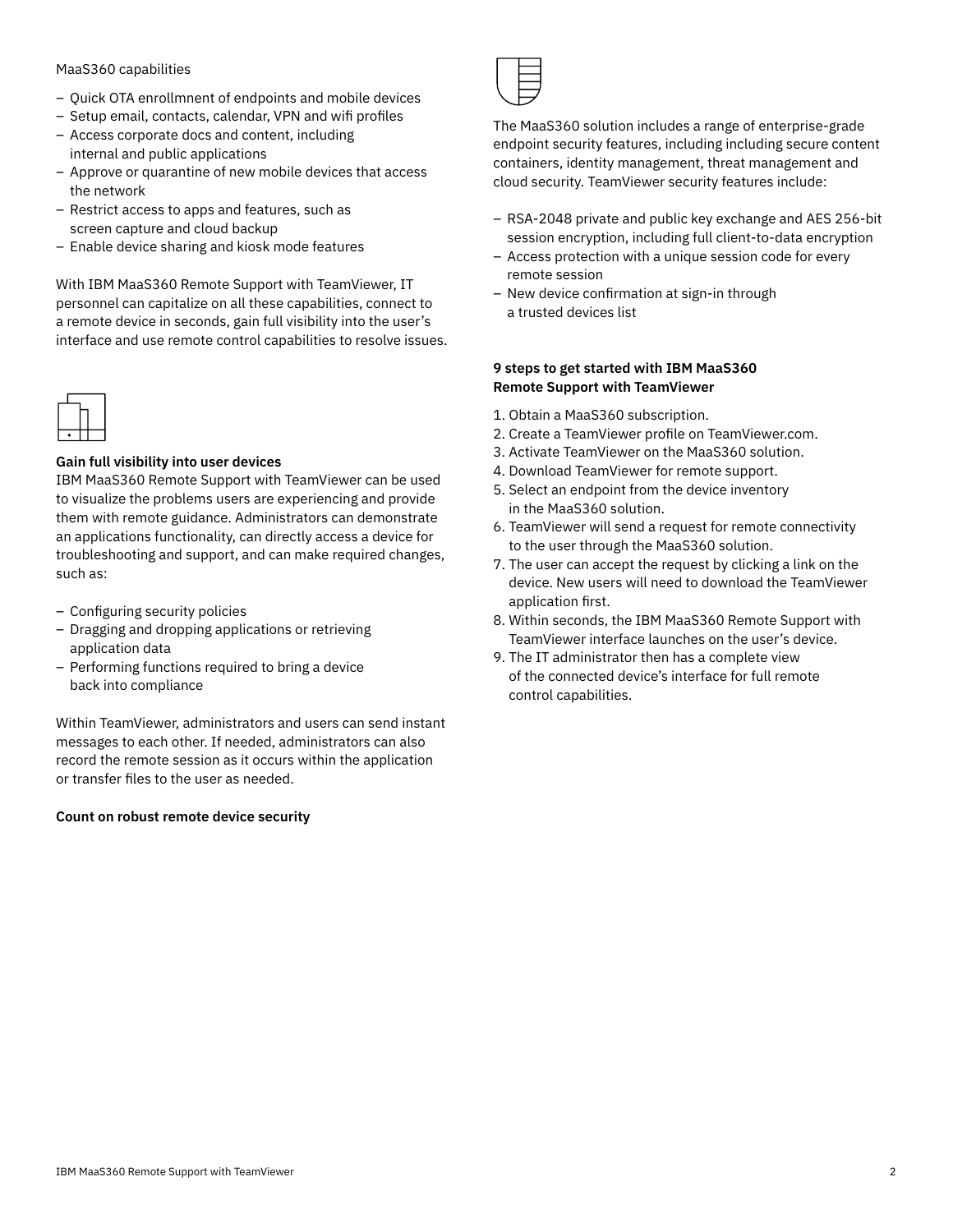MaaS360 capabilities

- Quick OTA enrollmnent of endpoints and mobile devices
- Setup email, contacts, calendar, VPN and wifi profiles
- Access corporate docs and content, including internal and public applications
- Approve or quarantine of new mobile devices that access the network
- Restrict access to apps and features, such as screen capture and cloud backup
- Enable device sharing and kiosk mode features

With IBM MaaS360 Remote Support with TeamViewer, IT personnel can capitalize on all these capabilities, connect to a remote device in seconds, gain full visibility into the user's interface and use remote control capabilities to resolve issues.

**Gain full visibility into user devices**

IBM MaaS360 Remote Support with TeamViewer can be used to visualize the problems users are experiencing and provide them with remote guidance. Administrators can demonstrate an applications functionality, can directly access a device for troubleshooting and support, and can make required changes, such as:

- Configuring security policies
- Dragging and dropping applications or retrieving application data
- Performing functions required to bring a device back into compliance

Within TeamViewer, administrators and users can send instant messages to each other. If needed, administrators can also record the remote session as it occurs within the application or transfer files to the user as needed.

**Count on robust remote device security**

The MaaS360 solution includes a range of enterprise-grade endpoint security features, including including secure content containers, identity management, threat management and cloud security. TeamViewer security features include:

- RSA-2048 private and public key exchange and AES 256-bit session encryption, including full client-to-data encryption
- Access protection with a unique session code for every remote session
- New device confirmation at sign-in through a trusted devices list

**9 steps to get started with IBM MaaS360 Remote Support with TeamViewer**

1. Obtain a MaaS360 subscription.
2. Create a TeamViewer profile on TeamViewer.com.
3. Activate TeamViewer on the MaaS360 solution.
4. Download TeamViewer for remote support.
5. Select an endpoint from the device inventory in the MaaS360 solution.
6. TeamViewer will send a request for remote connectivity to the user through the MaaS360 solution.
7. The user can accept the request by clicking a link on the device. New users will need to download the TeamViewer application first.
8. Within seconds, the IBM MaaS360 Remote Support with TeamViewer interface launches on the user's device.
9. The IT administrator then has a complete view of the connected device's interface for full remote control capabilities.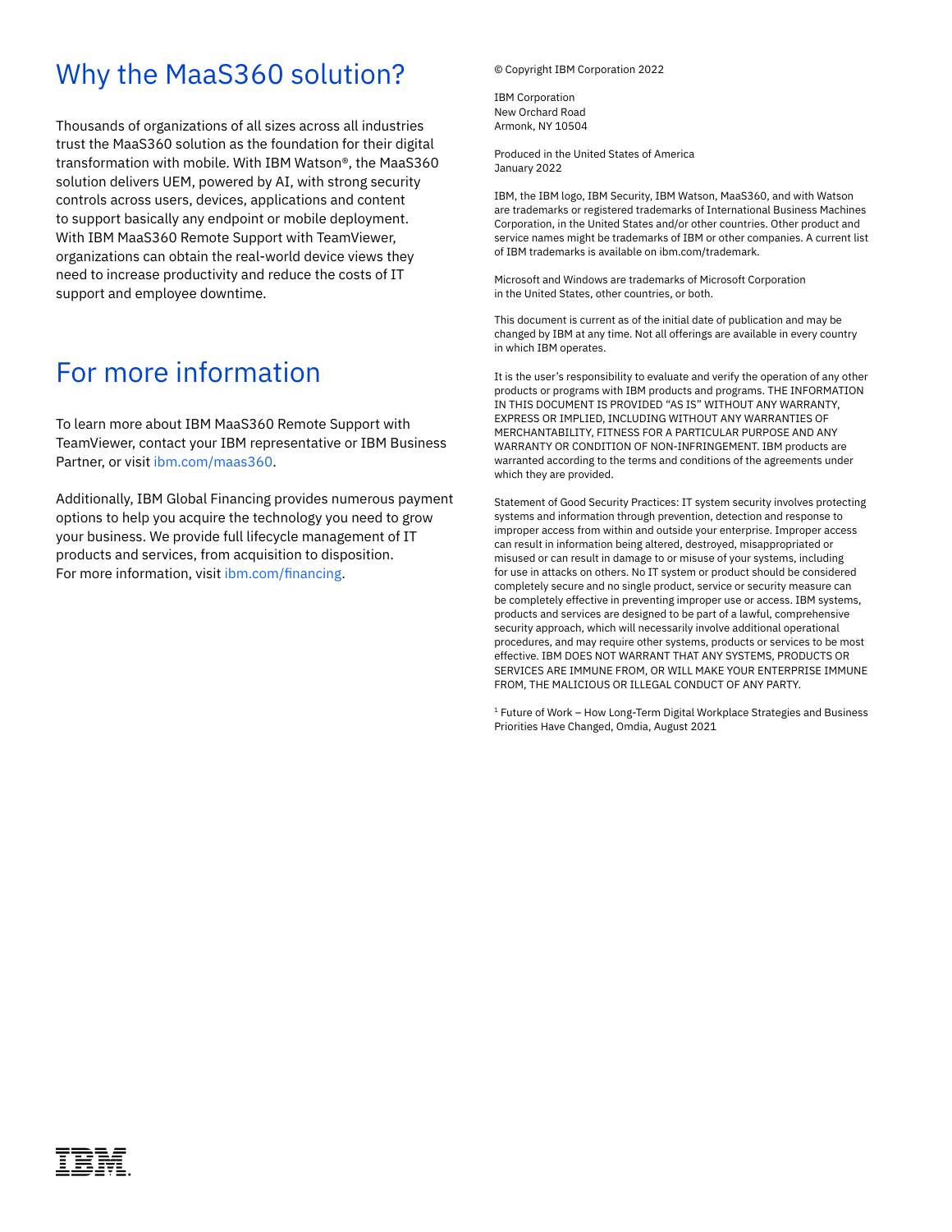# Why the MaaS360 solution?

Thousands of organizations of all sizes across all industries trust the MaaS360 solution as the foundation for their digital transformation with mobile. With IBM Watson®, the MaaS360 solution delivers UEM, powered by AI, with strong security controls across users, devices, applications and content to support basically any endpoint or mobile deployment. With IBM MaaS360 Remote Support with TeamViewer, organizations can obtain the real-world device views they need to increase productivity and reduce the costs of IT support and employee downtime.

# For more information

To learn more about IBM MaaS360 Remote Support with TeamViewer, contact your IBM representative or IBM Business Partner, or visit ibm.com/maas360.

Additionally, IBM Global Financing provides numerous payment options to help you acquire the technology you need to grow your business. We provide full lifecycle management of IT products and services, from acquisition to disposition. For more information, visit ibm.com/financing.

© Copyright IBM Corporation 2022

IBM Corporation
New Orchard Road
Armonk, NY 10504

Produced in the United States of America
January 2022

IBM, the IBM logo, IBM Security, IBM Watson, MaaS360, and with Watson are trademarks or registered trademarks of International Business Machines Corporation, in the United States and/or other countries. Other product and service names might be trademarks of IBM or other companies. A current list of IBM trademarks is available on ibm.com/trademark.

Microsoft and Windows are trademarks of Microsoft Corporation in the United States, other countries, or both.

This document is current as of the initial date of publication and may be changed by IBM at any time. Not all offerings are available in every country in which IBM operates.

It is the user's responsibility to evaluate and verify the operation of any other products or programs with IBM products and programs. THE INFORMATION IN THIS DOCUMENT IS PROVIDED "AS IS" WITHOUT ANY WARRANTY, EXPRESS OR IMPLIED, INCLUDING WITHOUT ANY WARRANTIES OF MERCHANTABILITY, FITNESS FOR A PARTICULAR PURPOSE AND ANY WARRANTY OR CONDITION OF NON-INFRINGEMENT. IBM products are warranted according to the terms and conditions of the agreements under which they are provided.

Statement of Good Security Practices: IT system security involves protecting systems and information through prevention, detection and response to improper access from within and outside your enterprise. Improper access can result in information being altered, destroyed, misappropriated or misused or can result in damage to or misuse of your systems, including for use in attacks on others. No IT system or product should be considered completely secure and no single product, service or security measure can be completely effective in preventing improper use or access. IBM systems, products and services are designed to be part of a lawful, comprehensive security approach, which will necessarily involve additional operational procedures, and may require other systems, products or services to be most effective. IBM DOES NOT WARRANT THAT ANY SYSTEMS, PRODUCTS OR SERVICES ARE IMMUNE FROM, OR WILL MAKE YOUR ENTERPRISE IMMUNE FROM, THE MALICIOUS OR ILLEGAL CONDUCT OF ANY PARTY.

[1] Future of Work – How Long-Term Digital Workplace Strategies and Business Priorities Have Changed, Omdia, August 2021